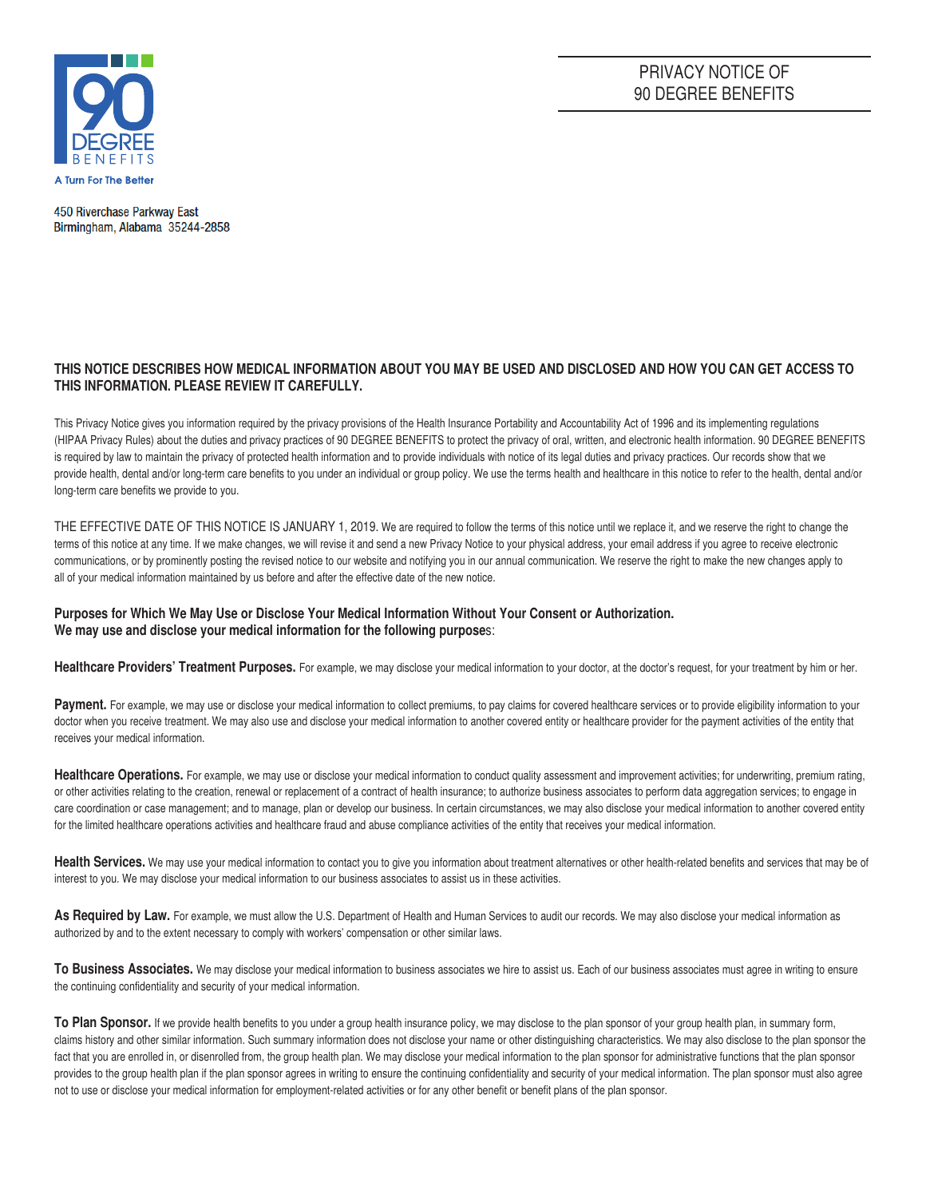90 DEGREE BENEFITS

A Turn For The Better

# PRIVACY NOTICE OF 90 DEGREE BENEFITS

450 Riverchase Parkway East
Birmingham, Alabama 35244-2858

**THIS NOTICE DESCRIBES HOW MEDICAL INFORMATION ABOUT YOU MAY BE USED AND DISCLOSED AND HOW YOU CAN GET ACCESS TO THIS INFORMATION. PLEASE REVIEW IT CAREFULLY.**

This Privacy Notice gives you information required by the privacy provisions of the Health Insurance Portability and Accountability Act of 1996 and its implementing regulations (HIPAA Privacy Rules) about the duties and privacy practices of 90 DEGREE BENEFITS to protect the privacy of oral, written, and electronic health information. 90 DEGREE BENEFITS is required by law to maintain the privacy of protected health information and to provide individuals with notice of its legal duties and privacy practices. Our records show that we provide health, dental and/or long-term care benefits to you under an individual or group policy. We use the terms health and healthcare in this notice to refer to the health, dental and/or long-term care benefits we provide to you.

THE EFFECTIVE DATE OF THIS NOTICE IS JANUARY 1, 2019. We are required to follow the terms of this notice until we replace it, and we reserve the right to change the terms of this notice at any time. If we make changes, we will revise it and send a new Privacy Notice to your physical address, your email address if you agree to receive electronic communications, or by prominently posting the revised notice to our website and notifying you in our annual communication. We reserve the right to make the new changes apply to all of your medical information maintained by us before and after the effective date of the new notice.

**Purposes for Which We May Use or Disclose Your Medical Information Without Your Consent or Authorization.**
**We may use and disclose your medical information for the following purposes:**

**Healthcare Providers' Treatment Purposes.** For example, we may disclose your medical information to your doctor, at the doctor's request, for your treatment by him or her.

**Payment.** For example, we may use or disclose your medical information to collect premiums, to pay claims for covered healthcare services or to provide eligibility information to your doctor when you receive treatment. We may also use and disclose your medical information to another covered entity or healthcare provider for the payment activities of the entity that receives your medical information.

**Healthcare Operations.** For example, we may use or disclose your medical information to conduct quality assessment and improvement activities; for underwriting, premium rating, or other activities relating to the creation, renewal or replacement of a contract of health insurance; to authorize business associates to perform data aggregation services; to engage in care coordination or case management; and to manage, plan or develop our business. In certain circumstances, we may also disclose your medical information to another covered entity for the limited healthcare operations activities and healthcare fraud and abuse compliance activities of the entity that receives your medical information.

**Health Services.** We may use your medical information to contact you to give you information about treatment alternatives or other health-related benefits and services that may be of interest to you. We may disclose your medical information to our business associates to assist us in these activities.

**As Required by Law.** For example, we must allow the U.S. Department of Health and Human Services to audit our records. We may also disclose your medical information as authorized by and to the extent necessary to comply with workers' compensation or other similar laws.

**To Business Associates.** We may disclose your medical information to business associates we hire to assist us. Each of our business associates must agree in writing to ensure the continuing confidentiality and security of your medical information.

**To Plan Sponsor.** If we provide health benefits to you under a group health insurance policy, we may disclose to the plan sponsor of your group health plan, in summary form, claims history and other similar information. Such summary information does not disclose your name or other distinguishing characteristics. We may also disclose to the plan sponsor the fact that you are enrolled in, or disenrolled from, the group health plan. We may disclose your medical information to the plan sponsor for administrative functions that the plan sponsor provides to the group health plan if the plan sponsor agrees in writing to ensure the continuing confidentiality and security of your medical information. The plan sponsor must also agree not to use or disclose your medical information for employment-related activities or for any other benefit or benefit plans of the plan sponsor.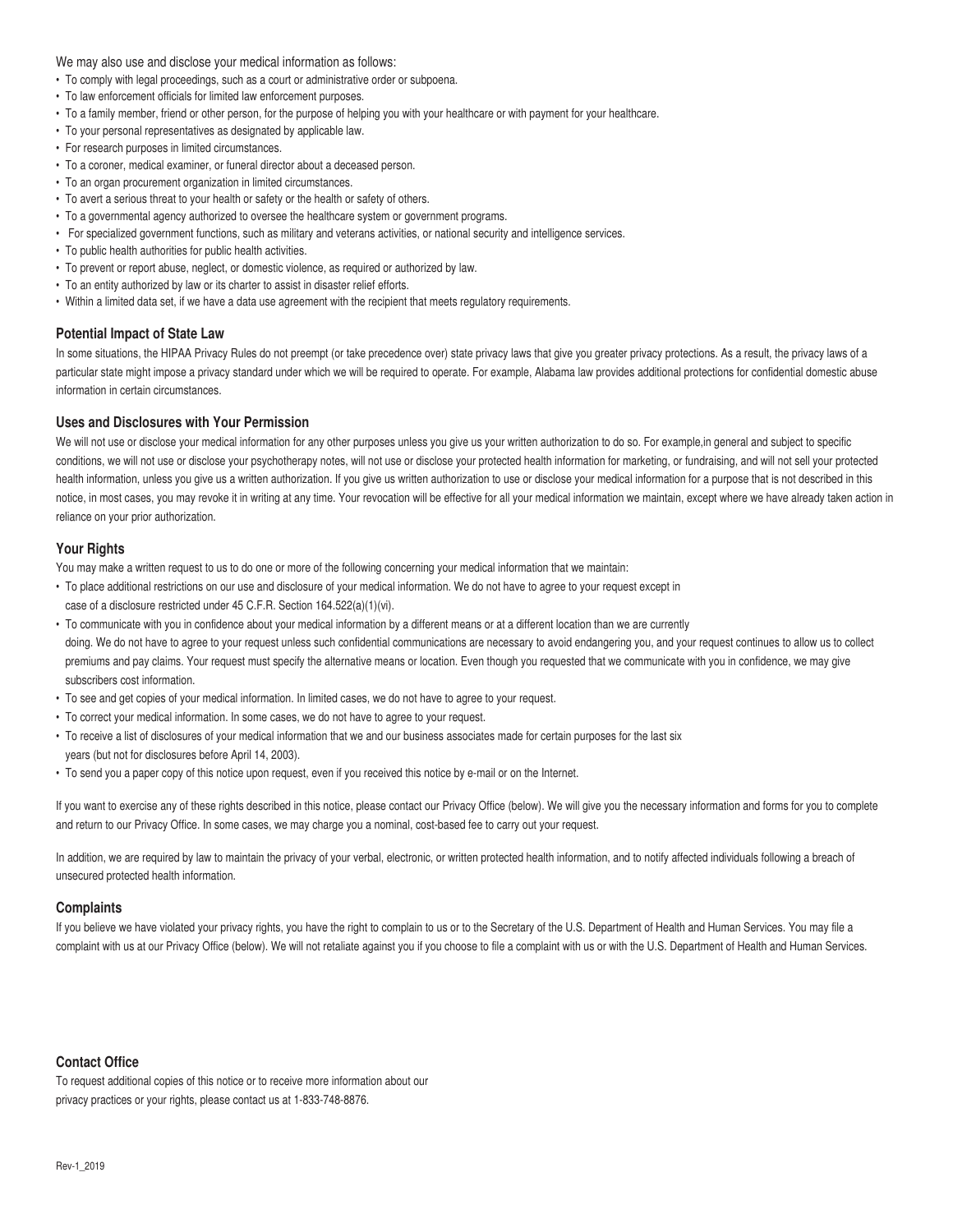We may also use and disclose your medical information as follows:

- To comply with legal proceedings, such as a court or administrative order or subpoena.
- To law enforcement officials for limited law enforcement purposes.
- To a family member, friend or other person, for the purpose of helping you with your healthcare or with payment for your healthcare.
- To your personal representatives as designated by applicable law.
- For research purposes in limited circumstances.
- To a coroner, medical examiner, or funeral director about a deceased person.
- To an organ procurement organization in limited circumstances.
- To avert a serious threat to your health or safety or the health or safety of others.
- To a governmental agency authorized to oversee the healthcare system or government programs.
- For specialized government functions, such as military and veterans activities, or national security and intelligence services.
- To public health authorities for public health activities.
- To prevent or report abuse, neglect, or domestic violence, as required or authorized by law.
- To an entity authorized by law or its charter to assist in disaster relief efforts.
- Within a limited data set, if we have a data use agreement with the recipient that meets regulatory requirements.

### Potential Impact of State Law

In some situations, the HIPAA Privacy Rules do not preempt (or take precedence over) state privacy laws that give you greater privacy protections. As a result, the privacy laws of a particular state might impose a privacy standard under which we will be required to operate. For example, Alabama law provides additional protections for confidential domestic abuse information in certain circumstances.

### Uses and Disclosures with Your Permission

We will not use or disclose your medical information for any other purposes unless you give us your written authorization to do so. For example,in general and subject to specific conditions, we will not use or disclose your psychotherapy notes, will not use or disclose your protected health information for marketing, or fundraising, and will not sell your protected health information, unless you give us a written authorization. If you give us written authorization to use or disclose your medical information for a purpose that is not described in this notice, in most cases, you may revoke it in writing at any time. Your revocation will be effective for all your medical information we maintain, except where we have already taken action in reliance on your prior authorization.

### Your Rights

You may make a written request to us to do one or more of the following concerning your medical information that we maintain:

- To place additional restrictions on our use and disclosure of your medical information. We do not have to agree to your request except in case of a disclosure restricted under 45 C.F.R. Section 164.522(a)(1)(vi).
- To communicate with you in confidence about your medical information by a different means or at a different location than we are currently doing. We do not have to agree to your request unless such confidential communications are necessary to avoid endangering you, and your request continues to allow us to collect premiums and pay claims. Your request must specify the alternative means or location. Even though you requested that we communicate with you in confidence, we may give subscribers cost information.
- To see and get copies of your medical information. In limited cases, we do not have to agree to your request.
- To correct your medical information. In some cases, we do not have to agree to your request.
- To receive a list of disclosures of your medical information that we and our business associates made for certain purposes for the last six years (but not for disclosures before April 14, 2003).
- To send you a paper copy of this notice upon request, even if you received this notice by e-mail or on the Internet.

If you want to exercise any of these rights described in this notice, please contact our Privacy Office (below). We will give you the necessary information and forms for you to complete and return to our Privacy Office. In some cases, we may charge you a nominal, cost-based fee to carry out your request.

In addition, we are required by law to maintain the privacy of your verbal, electronic, or written protected health information, and to notify affected individuals following a breach of unsecured protected health information.

### Complaints

If you believe we have violated your privacy rights, you have the right to complain to us or to the Secretary of the U.S. Department of Health and Human Services. You may file a complaint with us at our Privacy Office (below). We will not retaliate against you if you choose to file a complaint with us or with the U.S. Department of Health and Human Services.

### Contact Office

To request additional copies of this notice or to receive more information about our privacy practices or your rights, please contact us at 1-833-748-8876.

Rev-1_2019